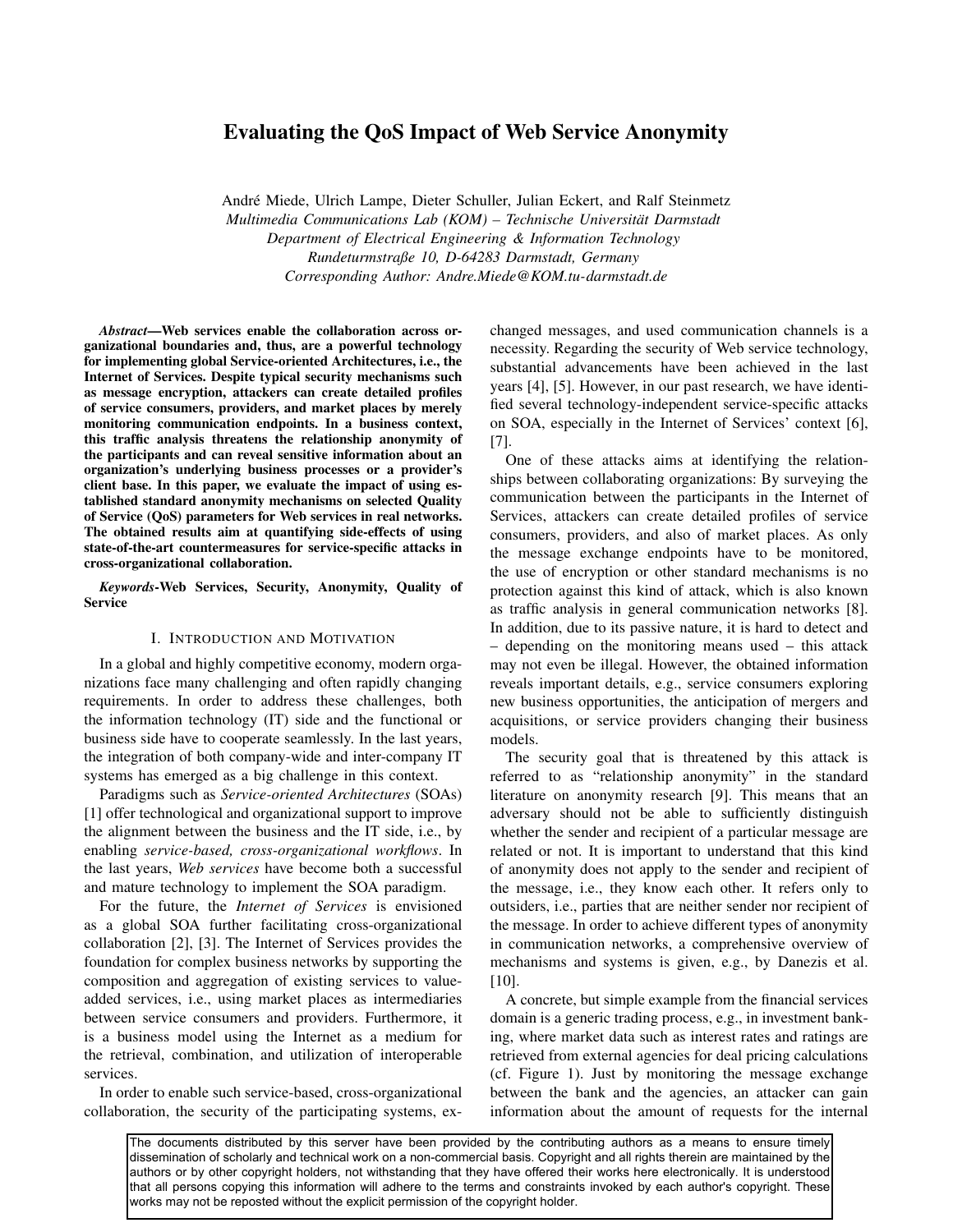# Evaluating the QoS Impact of Web Service Anonymity

André Miede, Ulrich Lampe, Dieter Schuller, Julian Eckert, and Ralf Steinmetz
*Multimedia Communications Lab (KOM) – Technische Universität Darmstadt*
*Department of Electrical Engineering & Information Technology*
*Rundeturmstraße 10, D-64283 Darmstadt, Germany*
*Corresponding Author: Andre.Miede@KOM.tu-darmstadt.de*

***Abstract*—Web services enable the collaboration across organizational boundaries and, thus, are a powerful technology for implementing global Service-oriented Architectures, i.e., the Internet of Services. Despite typical security mechanisms such as message encryption, attackers can create detailed profiles of service consumers, providers, and market places by merely monitoring communication endpoints. In a business context, this traffic analysis threatens the relationship anonymity of the participants and can reveal sensitive information about an organization's underlying business processes or a provider's client base. In this paper, we evaluate the impact of using established standard anonymity mechanisms on selected Quality of Service (QoS) parameters for Web services in real networks. The obtained results aim at quantifying side-effects of using state-of-the-art countermeasures for service-specific attacks in cross-organizational collaboration.**

***Keywords*-Web Services, Security, Anonymity, Quality of Service**

## I. Introduction and Motivation

In a global and highly competitive economy, modern organizations face many challenging and often rapidly changing requirements. In order to address these challenges, both the information technology (IT) side and the functional or business side have to cooperate seamlessly. In the last years, the integration of both company-wide and inter-company IT systems has emerged as a big challenge in this context.

Paradigms such as *Service-oriented Architectures* (SOAs) [1] offer technological and organizational support to improve the alignment between the business and the IT side, i.e., by enabling *service-based, cross-organizational workflows*. In the last years, *Web services* have become both a successful and mature technology to implement the SOA paradigm.

For the future, the *Internet of Services* is envisioned as a global SOA further facilitating cross-organizational collaboration [2], [3]. The Internet of Services provides the foundation for complex business networks by supporting the composition and aggregation of existing services to value-added services, i.e., using market places as intermediaries between service consumers and providers. Furthermore, it is a business model using the Internet as a medium for the retrieval, combination, and utilization of interoperable services.

In order to enable such service-based, cross-organizational collaboration, the security of the participating systems, exchanged messages, and used communication channels is a necessity. Regarding the security of Web service technology, substantial advancements have been achieved in the last years [4], [5]. However, in our past research, we have identified several technology-independent service-specific attacks on SOA, especially in the Internet of Services' context [6], [7].

One of these attacks aims at identifying the relationships between collaborating organizations: By surveying the communication between the participants in the Internet of Services, attackers can create detailed profiles of service consumers, providers, and also of market places. As only the message exchange endpoints have to be monitored, the use of encryption or other standard mechanisms is no protection against this kind of attack, which is also known as traffic analysis in general communication networks [8]. In addition, due to its passive nature, it is hard to detect and – depending on the monitoring means used – this attack may not even be illegal. However, the obtained information reveals important details, e.g., service consumers exploring new business opportunities, the anticipation of mergers and acquisitions, or service providers changing their business models.

The security goal that is threatened by this attack is referred to as "relationship anonymity" in the standard literature on anonymity research [9]. This means that an adversary should not be able to sufficiently distinguish whether the sender and recipient of a particular message are related or not. It is important to understand that this kind of anonymity does not apply to the sender and recipient of the message, i.e., they know each other. It refers only to outsiders, i.e., parties that are neither sender nor recipient of the message. In order to achieve different types of anonymity in communication networks, a comprehensive overview of mechanisms and systems is given, e.g., by Danezis et al. [10].

A concrete, but simple example from the financial services domain is a generic trading process, e.g., in investment banking, where market data such as interest rates and ratings are retrieved from external agencies for deal pricing calculations (cf. Figure 1). Just by monitoring the message exchange between the bank and the agencies, an attacker can gain information about the amount of requests for the internal

The documents distributed by this server have been provided by the contributing authors as a means to ensure timely dissemination of scholarly and technical work on a non-commercial basis. Copyright and all rights therein are maintained by the authors or by other copyright holders, not withstanding that they have offered their works here electronically. It is understood that all persons copying this information will adhere to the terms and constraints invoked by each author's copyright. These works may not be reposted without the explicit permission of the copyright holder.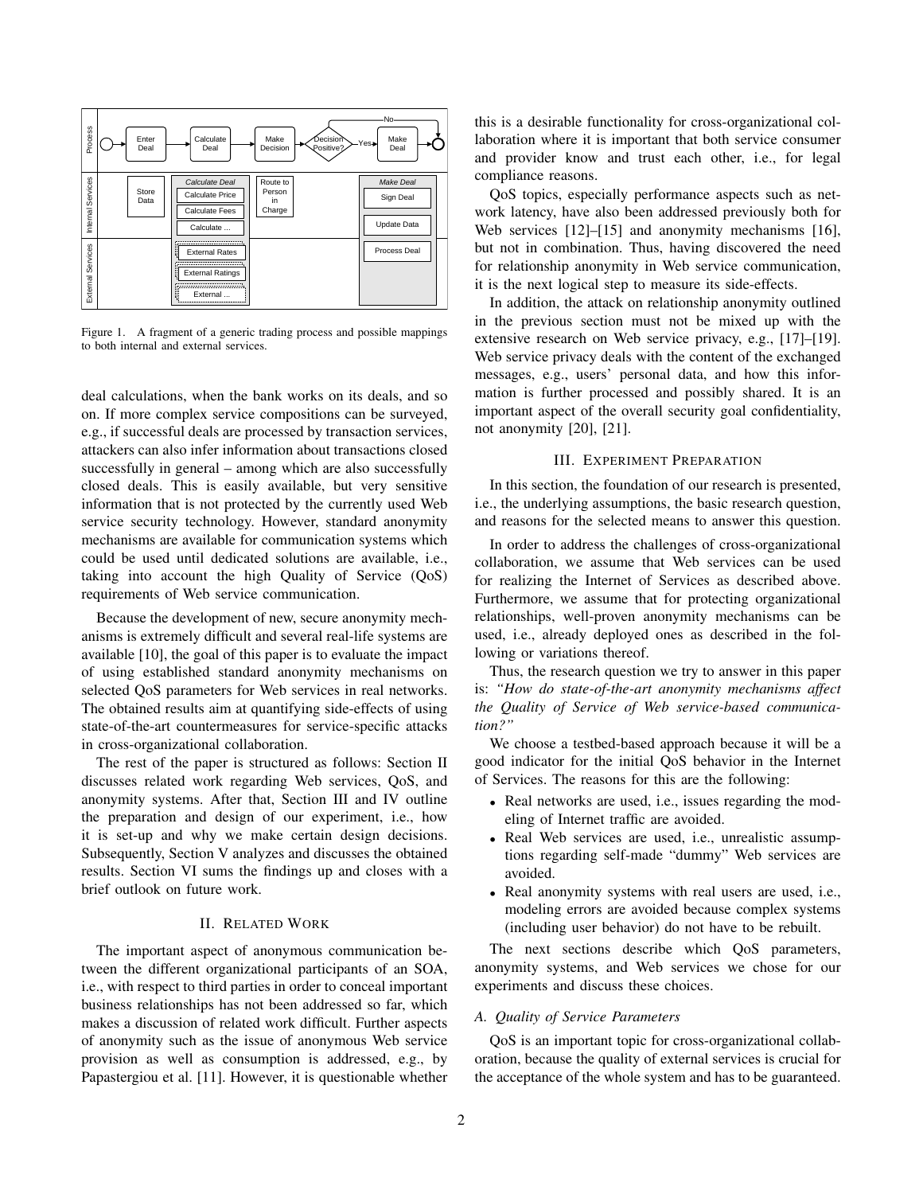Figure 1. A fragment of a generic trading process and possible mappings to both internal and external services.

deal calculations, when the bank works on its deals, and so on. If more complex service compositions can be surveyed, e.g., if successful deals are processed by transaction services, attackers can also infer information about transactions closed successfully in general – among which are also successfully closed deals. This is easily available, but very sensitive information that is not protected by the currently used Web service security technology. However, standard anonymity mechanisms are available for communication systems which could be used until dedicated solutions are available, i.e., taking into account the high Quality of Service (QoS) requirements of Web service communication.

Because the development of new, secure anonymity mechanisms is extremely difficult and several real-life systems are available [10], the goal of this paper is to evaluate the impact of using established standard anonymity mechanisms on selected QoS parameters for Web services in real networks. The obtained results aim at quantifying side-effects of using state-of-the-art countermeasures for service-specific attacks in cross-organizational collaboration.

The rest of the paper is structured as follows: Section II discusses related work regarding Web services, QoS, and anonymity systems. After that, Section III and IV outline the preparation and design of our experiment, i.e., how it is set-up and why we make certain design decisions. Subsequently, Section V analyzes and discusses the obtained results. Section VI sums the findings up and closes with a brief outlook on future work.

## II. Related Work

The important aspect of anonymous communication between the different organizational participants of an SOA, i.e., with respect to third parties in order to conceal important business relationships has not been addressed so far, which makes a discussion of related work difficult. Further aspects of anonymity such as the issue of anonymous Web service provision as well as consumption is addressed, e.g., by Papastergiou et al. [11]. However, it is questionable whether this is a desirable functionality for cross-organizational collaboration where it is important that both service consumer and provider know and trust each other, i.e., for legal compliance reasons.

QoS topics, especially performance aspects such as network latency, have also been addressed previously both for Web services [12]–[15] and anonymity mechanisms [16], but not in combination. Thus, having discovered the need for relationship anonymity in Web service communication, it is the next logical step to measure its side-effects.

In addition, the attack on relationship anonymity outlined in the previous section must not be mixed up with the extensive research on Web service privacy, e.g., [17]–[19]. Web service privacy deals with the content of the exchanged messages, e.g., users' personal data, and how this information is further processed and possibly shared. It is an important aspect of the overall security goal confidentiality, not anonymity [20], [21].

## III. Experiment Preparation

In this section, the foundation of our research is presented, i.e., the underlying assumptions, the basic research question, and reasons for the selected means to answer this question.

In order to address the challenges of cross-organizational collaboration, we assume that Web services can be used for realizing the Internet of Services as described above. Furthermore, we assume that for protecting organizational relationships, well-proven anonymity mechanisms can be used, i.e., already deployed ones as described in the following or variations thereof.

Thus, the research question we try to answer in this paper is: *"How do state-of-the-art anonymity mechanisms affect the Quality of Service of Web service-based communication?"*

We choose a testbed-based approach because it will be a good indicator for the initial QoS behavior in the Internet of Services. The reasons for this are the following:

- Real networks are used, i.e., issues regarding the modeling of Internet traffic are avoided.
- Real Web services are used, i.e., unrealistic assumptions regarding self-made "dummy" Web services are avoided.
- Real anonymity systems with real users are used, i.e., modeling errors are avoided because complex systems (including user behavior) do not have to be rebuilt.

The next sections describe which QoS parameters, anonymity systems, and Web services we chose for our experiments and discuss these choices.

### *A. Quality of Service Parameters*

QoS is an important topic for cross-organizational collaboration, because the quality of external services is crucial for the acceptance of the whole system and has to be guaranteed.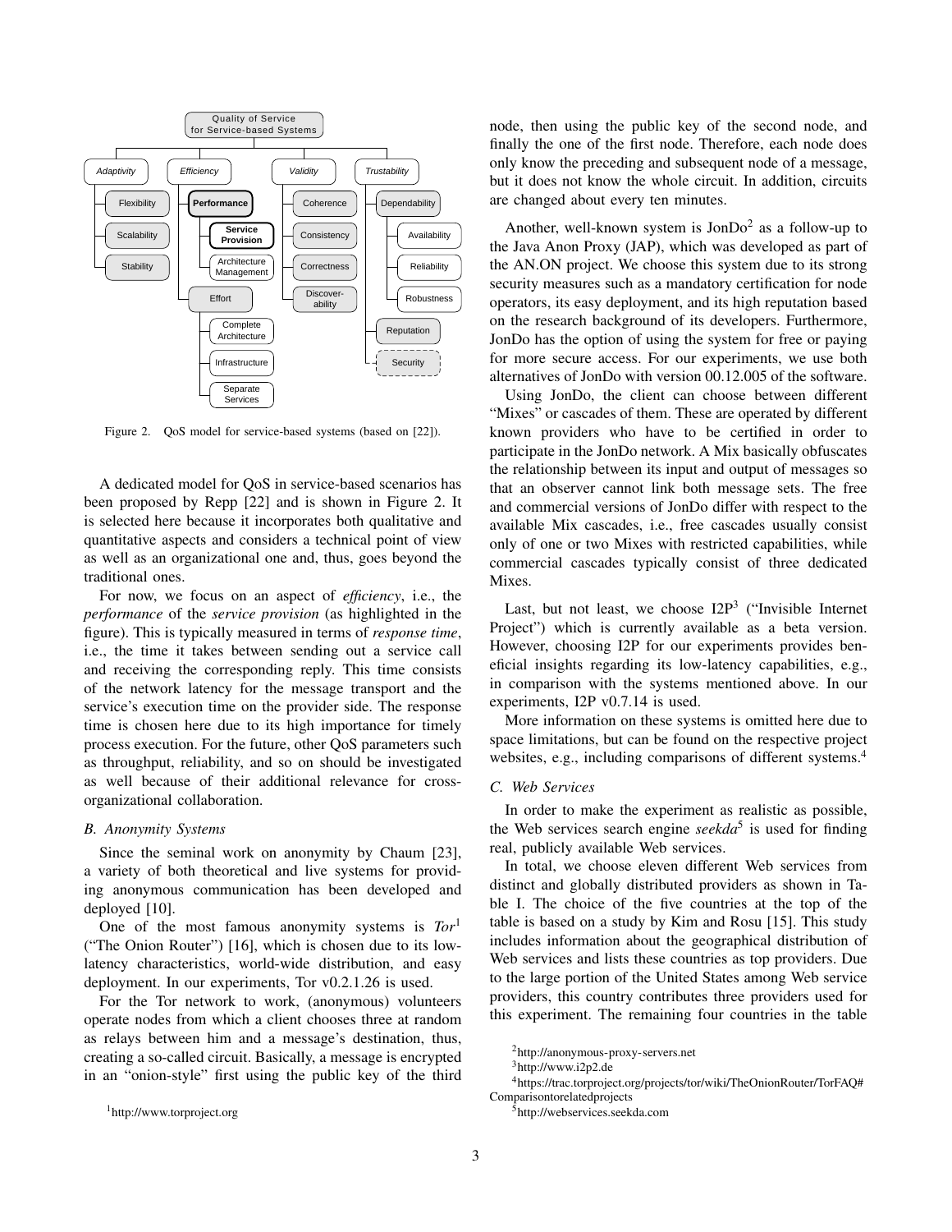Figure 2. QoS model for service-based systems (based on [22]).

A dedicated model for QoS in service-based scenarios has been proposed by Repp [22] and is shown in Figure 2. It is selected here because it incorporates both qualitative and quantitative aspects and considers a technical point of view as well as an organizational one and, thus, goes beyond the traditional ones.

For now, we focus on an aspect of *efficiency*, i.e., the *performance* of the *service provision* (as highlighted in the figure). This is typically measured in terms of *response time*, i.e., the time it takes between sending out a service call and receiving the corresponding reply. This time consists of the network latency for the message transport and the service's execution time on the provider side. The response time is chosen here due to its high importance for timely process execution. For the future, other QoS parameters such as throughput, reliability, and so on should be investigated as well because of their additional relevance for cross-organizational collaboration.

### B. Anonymity Systems

Since the seminal work on anonymity by Chaum [23], a variety of both theoretical and live systems for providing anonymous communication has been developed and deployed [10].

One of the most famous anonymity systems is *Tor*[1] ("The Onion Router") [16], which is chosen due to its low-latency characteristics, world-wide distribution, and easy deployment. In our experiments, Tor v0.2.1.26 is used.

For the Tor network to work, (anonymous) volunteers operate nodes from which a client chooses three at random as relays between him and a message's destination, thus, creating a so-called circuit. Basically, a message is encrypted in an "onion-style" first using the public key of the third node, then using the public key of the second node, and finally the one of the first node. Therefore, each node does only know the preceding and subsequent node of a message, but it does not know the whole circuit. In addition, circuits are changed about every ten minutes.

Another, well-known system is JonDo[2] as a follow-up to the Java Anon Proxy (JAP), which was developed as part of the AN.ON project. We choose this system due to its strong security measures such as a mandatory certification for node operators, its easy deployment, and its high reputation based on the research background of its developers. Furthermore, JonDo has the option of using the system for free or paying for more secure access. For our experiments, we use both alternatives of JonDo with version 00.12.005 of the software.

Using JonDo, the client can choose between different "Mixes" or cascades of them. These are operated by different known providers who have to be certified in order to participate in the JonDo network. A Mix basically obfuscates the relationship between its input and output of messages so that an observer cannot link both message sets. The free and commercial versions of JonDo differ with respect to the available Mix cascades, i.e., free cascades usually consist only of one or two Mixes with restricted capabilities, while commercial cascades typically consist of three dedicated Mixes.

Last, but not least, we choose I2P[3] ("Invisible Internet Project") which is currently available as a beta version. However, choosing I2P for our experiments provides beneficial insights regarding its low-latency capabilities, e.g., in comparison with the systems mentioned above. In our experiments, I2P v0.7.14 is used.

More information on these systems is omitted here due to space limitations, but can be found on the respective project websites, e.g., including comparisons of different systems.[4]

### C. Web Services

In order to make the experiment as realistic as possible, the Web services search engine *seekda*[5] is used for finding real, publicly available Web services.

In total, we choose eleven different Web services from distinct and globally distributed providers as shown in Table I. The choice of the five countries at the top of the table is based on a study by Kim and Rosu [15]. This study includes information about the geographical distribution of Web services and lists these countries as top providers. Due to the large portion of the United States among Web service providers, this country contributes three providers used for this experiment. The remaining four countries in the table

[1] http://www.torproject.org

[2] http://anonymous-proxy-servers.net

[3] http://www.i2p2.de

[4] https://trac.torproject.org/projects/tor/wiki/TheOnionRouter/TorFAQ#Comparisontorelatedprojects

[5] http://webservices.seekda.com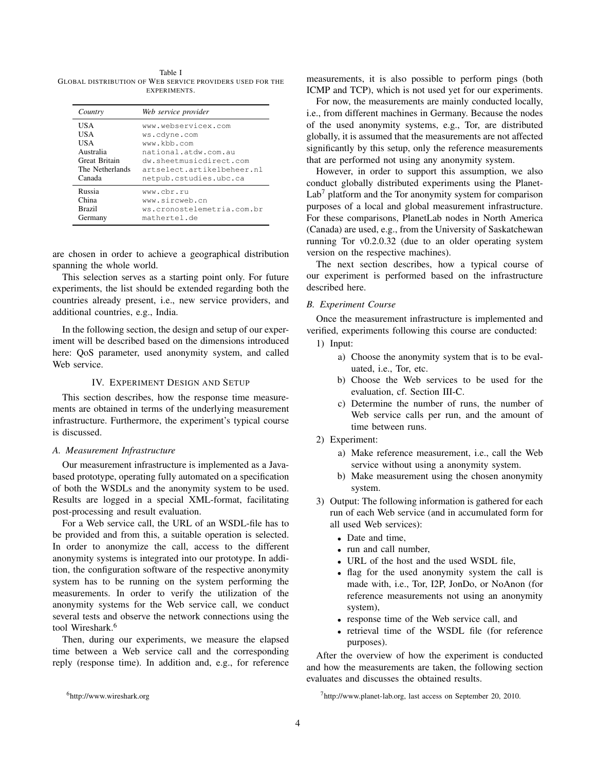Table I
GLOBAL DISTRIBUTION OF WEB SERVICE PROVIDERS USED FOR THE EXPERIMENTS.

| *Country* | *Web service provider* |
| --- | --- |
| USA | www.webservicex.com |
| USA | ws.cdyne.com |
| USA | www.kbb.com |
| Australia | national.atdw.com.au |
| Great Britain | dw.sheetmusicdirect.com |
| The Netherlands | artselect.artikelbeheer.nl |
| Canada | netpub.cstudies.ubc.ca |
| Russia | www.cbr.ru |
| China | www.sircweb.cn |
| Brazil | ws.cronostelemetria.com.br |
| Germany | mathertel.de |

are chosen in order to achieve a geographical distribution spanning the whole world.

This selection serves as a starting point only. For future experiments, the list should be extended regarding both the countries already present, i.e., new service providers, and additional countries, e.g., India.

In the following section, the design and setup of our experiment will be described based on the dimensions introduced here: QoS parameter, used anonymity system, and called Web service.

## IV. EXPERIMENT DESIGN AND SETUP

This section describes, how the response time measurements are obtained in terms of the underlying measurement infrastructure. Furthermore, the experiment's typical course is discussed.

### *A. Measurement Infrastructure*

Our measurement infrastructure is implemented as a Java-based prototype, operating fully automated on a specification of both the WSDLs and the anonymity system to be used. Results are logged in a special XML-format, facilitating post-processing and result evaluation.

For a Web service call, the URL of an WSDL-file has to be provided and from this, a suitable operation is selected. In order to anonymize the call, access to the different anonymity systems is integrated into our prototype. In addition, the configuration software of the respective anonymity system has to be running on the system performing the measurements. In order to verify the utilization of the anonymity systems for the Web service call, we conduct several tests and observe the network connections using the tool Wireshark.[6]

Then, during our experiments, we measure the elapsed time between a Web service call and the corresponding reply (response time). In addition and, e.g., for reference measurements, it is also possible to perform pings (both ICMP and TCP), which is not used yet for our experiments.

For now, the measurements are mainly conducted locally, i.e., from different machines in Germany. Because the nodes of the used anonymity systems, e.g., Tor, are distributed globally, it is assumed that the measurements are not affected significantly by this setup, only the reference measurements that are performed not using any anonymity system.

However, in order to support this assumption, we also conduct globally distributed experiments using the PlanetLab[7] platform and the Tor anonymity system for comparison purposes of a local and global measurement infrastructure. For these comparisons, PlanetLab nodes in North America (Canada) are used, e.g., from the University of Saskatchewan running Tor v0.2.0.32 (due to an older operating system version on the respective machines).

The next section describes, how a typical course of our experiment is performed based on the infrastructure described here.

### *B. Experiment Course*

Once the measurement infrastructure is implemented and verified, experiments following this course are conducted:

1) Input:
   a) Choose the anonymity system that is to be evaluated, i.e., Tor, etc.
   b) Choose the Web services to be used for the evaluation, cf. Section III-C.
   c) Determine the number of runs, the number of Web service calls per run, and the amount of time between runs.
2) Experiment:
   a) Make reference measurement, i.e., call the Web service without using a anonymity system.
   b) Make measurement using the chosen anonymity system.
3) Output: The following information is gathered for each run of each Web service (and in accumulated form for all used Web services):
   - Date and time,
   - run and call number,
   - URL of the host and the used WSDL file,
   - flag for the used anonymity system the call is made with, i.e., Tor, I2P, JonDo, or NoAnon (for reference measurements not using an anonymity system),
   - response time of the Web service call, and
   - retrieval time of the WSDL file (for reference purposes).

After the overview of how the experiment is conducted and how the measurements are taken, the following section evaluates and discusses the obtained results.

[6]http://www.wireshark.org

[7]http://www.planet-lab.org, last access on September 20, 2010.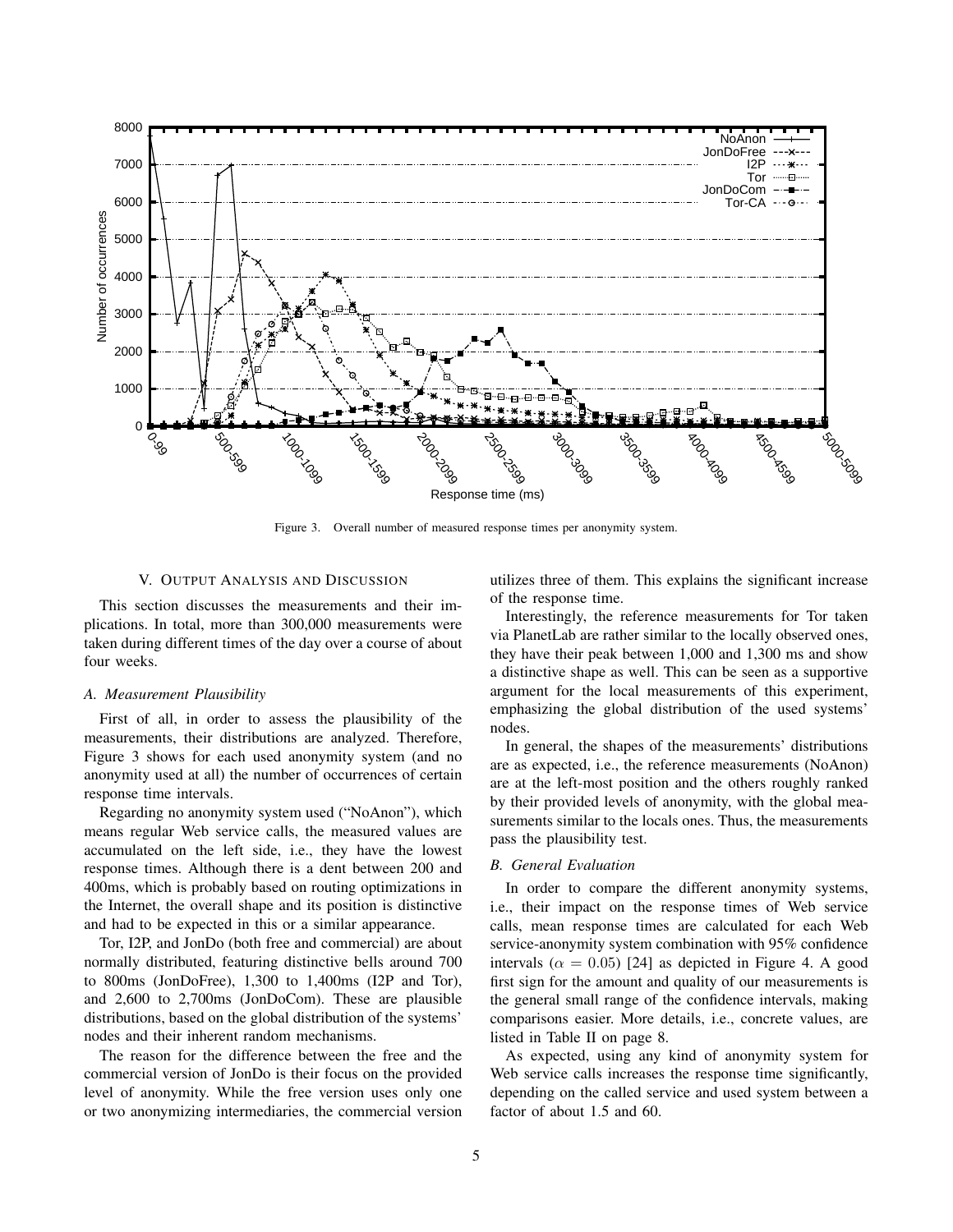Figure 3. Overall number of measured response times per anonymity system.

## V. Output Analysis and Discussion

This section discusses the measurements and their implications. In total, more than 300,000 measurements were taken during different times of the day over a course of about four weeks.

### A. Measurement Plausibility

First of all, in order to assess the plausibility of the measurements, their distributions are analyzed. Therefore, Figure 3 shows for each used anonymity system (and no anonymity used at all) the number of occurrences of certain response time intervals.

Regarding no anonymity system used ("NoAnon"), which means regular Web service calls, the measured values are accumulated on the left side, i.e., they have the lowest response times. Although there is a dent between 200 and 400ms, which is probably based on routing optimizations in the Internet, the overall shape and its position is distinctive and had to be expected in this or a similar appearance.

Tor, I2P, and JonDo (both free and commercial) are about normally distributed, featuring distinctive bells around 700 to 800ms (JonDoFree), 1,300 to 1,400ms (I2P and Tor), and 2,600 to 2,700ms (JonDoCom). These are plausible distributions, based on the global distribution of the systems' nodes and their inherent random mechanisms.

The reason for the difference between the free and the commercial version of JonDo is their focus on the provided level of anonymity. While the free version uses only one or two anonymizing intermediaries, the commercial version utilizes three of them. This explains the significant increase of the response time.

Interestingly, the reference measurements for Tor taken via PlanetLab are rather similar to the locally observed ones, they have their peak between 1,000 and 1,300 ms and show a distinctive shape as well. This can be seen as a supportive argument for the local measurements of this experiment, emphasizing the global distribution of the used systems' nodes.

In general, the shapes of the measurements' distributions are as expected, i.e., the reference measurements (NoAnon) are at the left-most position and the others roughly ranked by their provided levels of anonymity, with the global measurements similar to the locals ones. Thus, the measurements pass the plausibility test.

### B. General Evaluation

In order to compare the different anonymity systems, i.e., their impact on the response times of Web service calls, mean response times are calculated for each Web service-anonymity system combination with 95% confidence intervals ($\alpha = 0.05$) [24] as depicted in Figure 4. A good first sign for the amount and quality of our measurements is the general small range of the confidence intervals, making comparisons easier. More details, i.e., concrete values, are listed in Table II on page 8.

As expected, using any kind of anonymity system for Web service calls increases the response time significantly, depending on the called service and used system between a factor of about 1.5 and 60.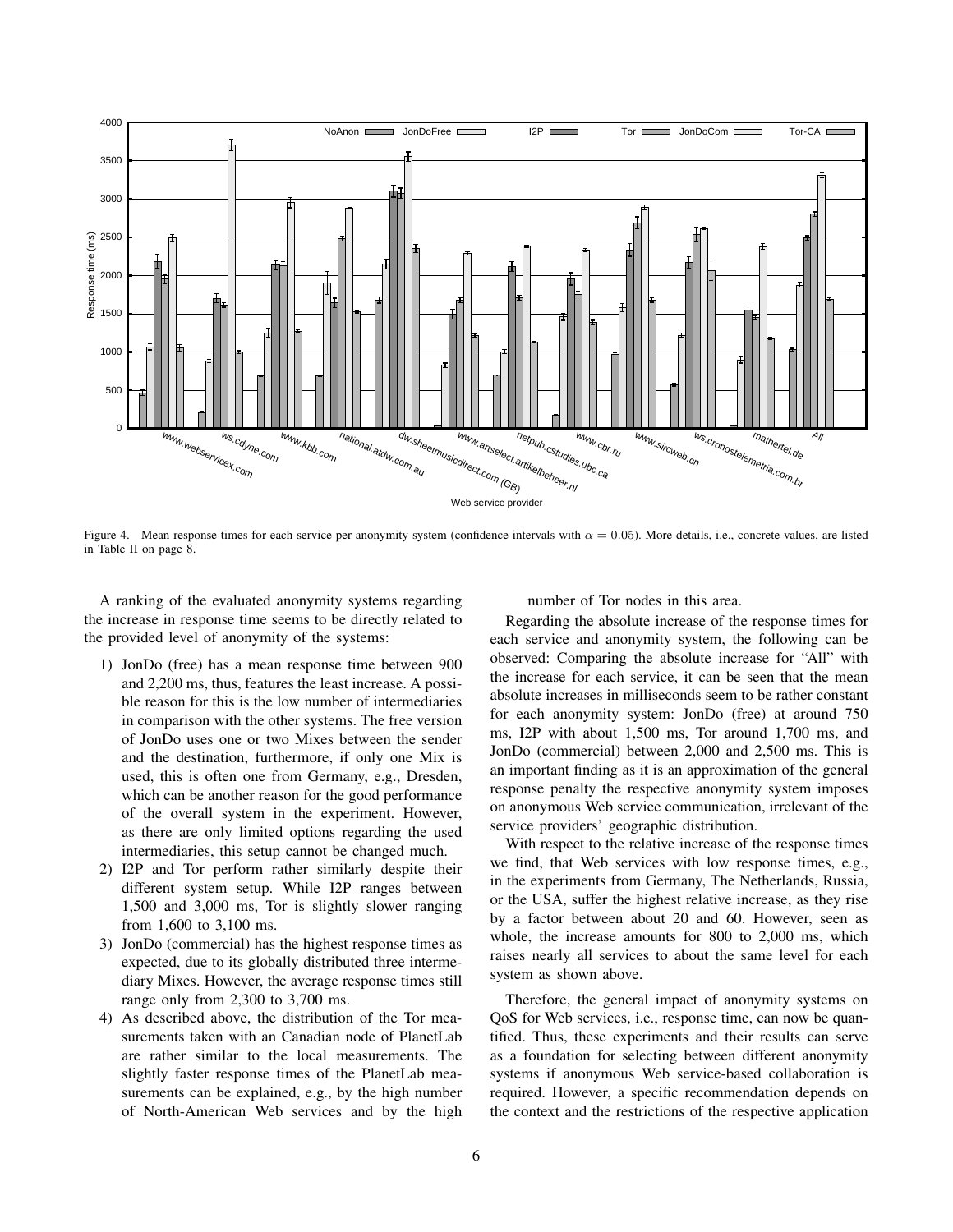Figure 4. Mean response times for each service per anonymity system (confidence intervals with $\alpha = 0.05$). More details, i.e., concrete values, are listed in Table II on page 8.

A ranking of the evaluated anonymity systems regarding the increase in response time seems to be directly related to the provided level of anonymity of the systems:

1) JonDo (free) has a mean response time between 900 and 2,200 ms, thus, features the least increase. A possible reason for this is the low number of intermediaries in comparison with the other systems. The free version of JonDo uses one or two Mixes between the sender and the destination, furthermore, if only one Mix is used, this is often one from Germany, e.g., Dresden, which can be another reason for the good performance of the overall system in the experiment. However, as there are only limited options regarding the used intermediaries, this setup cannot be changed much.
2) I2P and Tor perform rather similarly despite their different system setup. While I2P ranges between 1,500 and 3,000 ms, Tor is slightly slower ranging from 1,600 to 3,100 ms.
3) JonDo (commercial) has the highest response times as expected, due to its globally distributed three intermediary Mixes. However, the average response times still range only from 2,300 to 3,700 ms.
4) As described above, the distribution of the Tor measurements taken with an Canadian node of PlanetLab are rather similar to the local measurements. The slightly faster response times of the PlanetLab measurements can be explained, e.g., by the high number of North-American Web services and by the high number of Tor nodes in this area.

Regarding the absolute increase of the response times for each service and anonymity system, the following can be observed: Comparing the absolute increase for "All" with the increase for each service, it can be seen that the mean absolute increases in milliseconds seem to be rather constant for each anonymity system: JonDo (free) at around 750 ms, I2P with about 1,500 ms, Tor around 1,700 ms, and JonDo (commercial) between 2,000 and 2,500 ms. This is an important finding as it is an approximation of the general response penalty the respective anonymity system imposes on anonymous Web service communication, irrelevant of the service providers' geographic distribution.

With respect to the relative increase of the response times we find, that Web services with low response times, e.g., in the experiments from Germany, The Netherlands, Russia, or the USA, suffer the highest relative increase, as they rise by a factor between about 20 and 60. However, seen as whole, the increase amounts for 800 to 2,000 ms, which raises nearly all services to about the same level for each system as shown above.

Therefore, the general impact of anonymity systems on QoS for Web services, i.e., response time, can now be quantified. Thus, these experiments and their results can serve as a foundation for selecting between different anonymity systems if anonymous Web service-based collaboration is required. However, a specific recommendation depends on the context and the restrictions of the respective application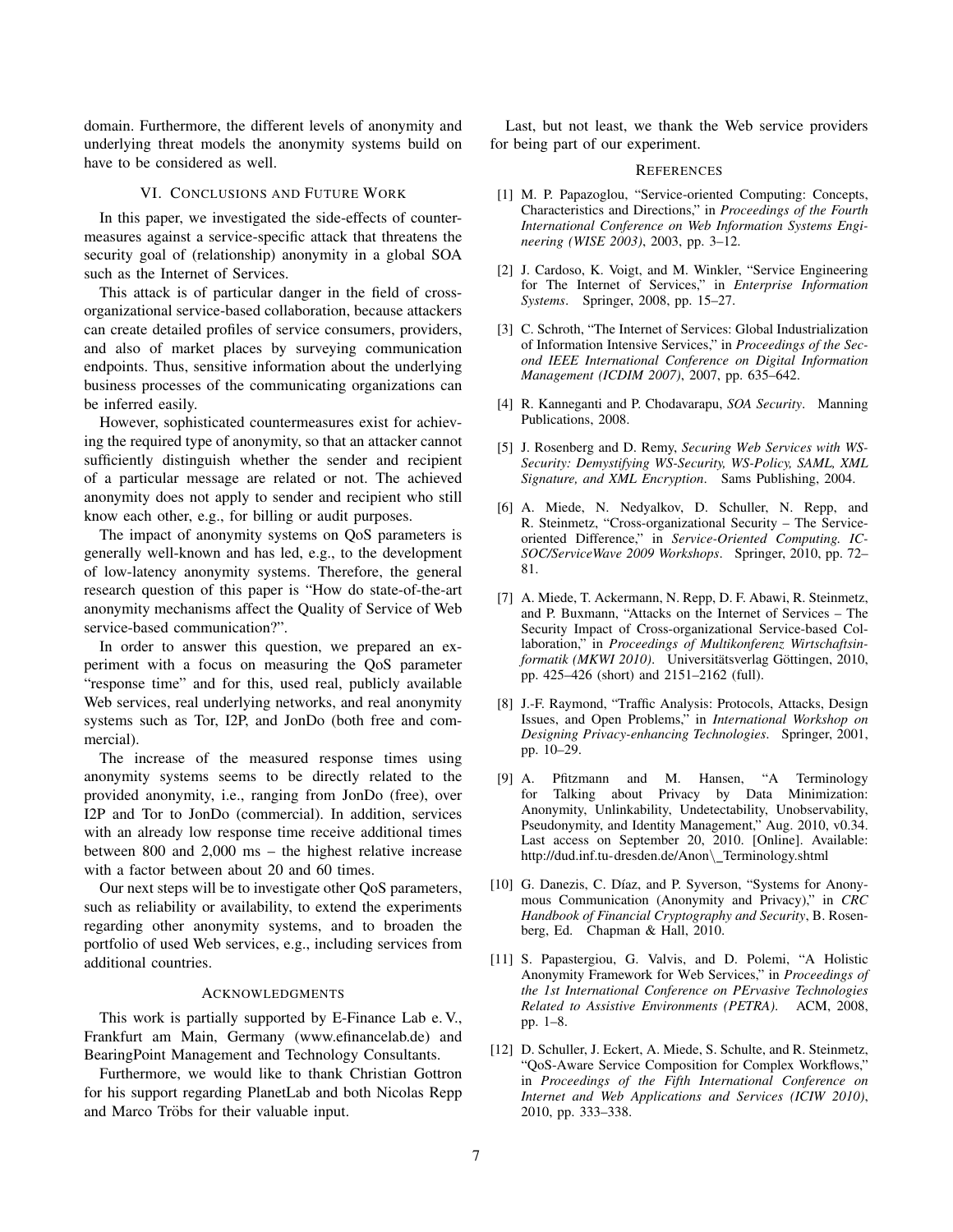domain. Furthermore, the different levels of anonymity and underlying threat models the anonymity systems build on have to be considered as well.

## VI. Conclusions and Future Work

In this paper, we investigated the side-effects of countermeasures against a service-specific attack that threatens the security goal of (relationship) anonymity in a global SOA such as the Internet of Services.

This attack is of particular danger in the field of cross-organizational service-based collaboration, because attackers can create detailed profiles of service consumers, providers, and also of market places by surveying communication endpoints. Thus, sensitive information about the underlying business processes of the communicating organizations can be inferred easily.

However, sophisticated countermeasures exist for achieving the required type of anonymity, so that an attacker cannot sufficiently distinguish whether the sender and recipient of a particular message are related or not. The achieved anonymity does not apply to sender and recipient who still know each other, e.g., for billing or audit purposes.

The impact of anonymity systems on QoS parameters is generally well-known and has led, e.g., to the development of low-latency anonymity systems. Therefore, the general research question of this paper is "How do state-of-the-art anonymity mechanisms affect the Quality of Service of Web service-based communication?".

In order to answer this question, we prepared an experiment with a focus on measuring the QoS parameter "response time" and for this, used real, publicly available Web services, real underlying networks, and real anonymity systems such as Tor, I2P, and JonDo (both free and commercial).

The increase of the measured response times using anonymity systems seems to be directly related to the provided anonymity, i.e., ranging from JonDo (free), over I2P and Tor to JonDo (commercial). In addition, services with an already low response time receive additional times between 800 and 2,000 ms – the highest relative increase with a factor between about 20 and 60 times.

Our next steps will be to investigate other QoS parameters, such as reliability or availability, to extend the experiments regarding other anonymity systems, and to broaden the portfolio of used Web services, e.g., including services from additional countries.

## Acknowledgments

This work is partially supported by E-Finance Lab e. V., Frankfurt am Main, Germany (www.efinancelab.de) and BearingPoint Management and Technology Consultants.

Furthermore, we would like to thank Christian Gottron for his support regarding PlanetLab and both Nicolas Repp and Marco Tröbs for their valuable input.

Last, but not least, we thank the Web service providers for being part of our experiment.

## References

[1] M. P. Papazoglou, "Service-oriented Computing: Concepts, Characteristics and Directions," in *Proceedings of the Fourth International Conference on Web Information Systems Engineering (WISE 2003)*, 2003, pp. 3–12.

[2] J. Cardoso, K. Voigt, and M. Winkler, "Service Engineering for The Internet of Services," in *Enterprise Information Systems*. Springer, 2008, pp. 15–27.

[3] C. Schroth, "The Internet of Services: Global Industrialization of Information Intensive Services," in *Proceedings of the Second IEEE International Conference on Digital Information Management (ICDIM 2007)*, 2007, pp. 635–642.

[4] R. Kanneganti and P. Chodavarapu, *SOA Security*. Manning Publications, 2008.

[5] J. Rosenberg and D. Remy, *Securing Web Services with WS-Security: Demystifying WS-Security, WS-Policy, SAML, XML Signature, and XML Encryption*. Sams Publishing, 2004.

[6] A. Miede, N. Nedyalkov, D. Schuller, N. Repp, and R. Steinmetz, "Cross-organizational Security – The Service-oriented Difference," in *Service-Oriented Computing. ICSOC/ServiceWave 2009 Workshops*. Springer, 2010, pp. 72–81.

[7] A. Miede, T. Ackermann, N. Repp, D. F. Abawi, R. Steinmetz, and P. Buxmann, "Attacks on the Internet of Services – The Security Impact of Cross-organizational Service-based Collaboration," in *Proceedings of Multikonferenz Wirtschaftsinformatik (MKWI 2010)*. Universitätsverlag Göttingen, 2010, pp. 425–426 (short) and 2151–2162 (full).

[8] J.-F. Raymond, "Traffic Analysis: Protocols, Attacks, Design Issues, and Open Problems," in *International Workshop on Designing Privacy-enhancing Technologies*. Springer, 2001, pp. 10–29.

[9] A. Pfitzmann and M. Hansen, "A Terminology for Talking about Privacy by Data Minimization: Anonymity, Unlinkability, Undetectability, Unobservability, Pseudonymity, and Identity Management," Aug. 2010, v0.34. Last access on September 20, 2010. [Online]. Available: http://dud.inf.tu-dresden.de/Anon\_Terminology.shtml

[10] G. Danezis, C. Díaz, and P. Syverson, "Systems for Anonymous Communication (Anonymity and Privacy)," in *CRC Handbook of Financial Cryptography and Security*, B. Rosenberg, Ed. Chapman & Hall, 2010.

[11] S. Papastergiou, G. Valvis, and D. Polemi, "A Holistic Anonymity Framework for Web Services," in *Proceedings of the 1st International Conference on PErvasive Technologies Related to Assistive Environments (PETRA)*. ACM, 2008, pp. 1–8.

[12] D. Schuller, J. Eckert, A. Miede, S. Schulte, and R. Steinmetz, "QoS-Aware Service Composition for Complex Workflows," in *Proceedings of the Fifth International Conference on Internet and Web Applications and Services (ICIW 2010)*, 2010, pp. 333–338.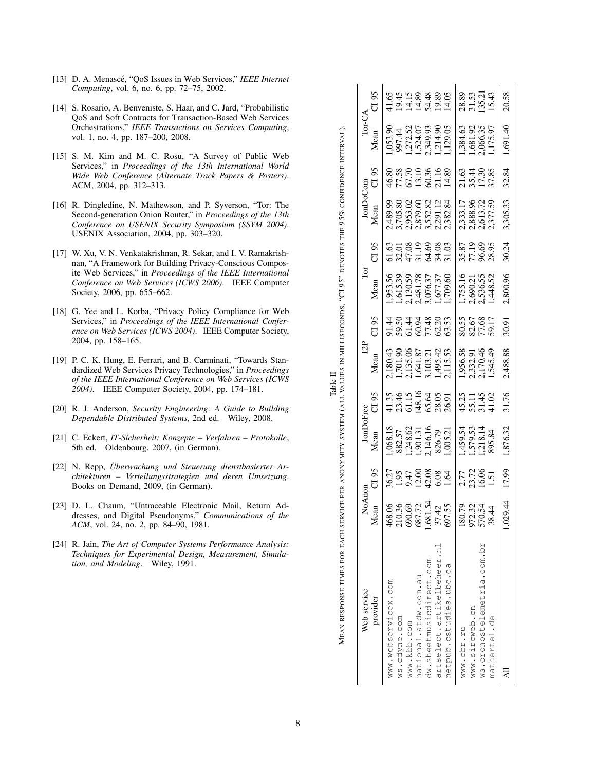[13] D. A. Menascé, "QoS Issues in Web Services," *IEEE Internet Computing*, vol. 6, no. 6, pp. 72–75, 2002.

[14] S. Rosario, A. Benveniste, S. Haar, and C. Jard, "Probabilistic QoS and Soft Contracts for Transaction-Based Web Services Orchestrations," *IEEE Transactions on Services Computing*, vol. 1, no. 4, pp. 187–200, 2008.

[15] S. M. Kim and M. C. Rosu, "A Survey of Public Web Services," in *Proceedings of the 13th International World Wide Web Conference (Alternate Track Papers & Posters)*. ACM, 2004, pp. 312–313.

[16] R. Dingledine, N. Mathewson, and P. Syverson, "Tor: The Second-generation Onion Router," in *Proceedings of the 13th Conference on USENIX Security Symposium (SSYM 2004)*. USENIX Association, 2004, pp. 303–320.

[17] W. Xu, V. N. Venkatakrishnan, R. Sekar, and I. V. Ramakrishnan, "A Framework for Building Privacy-Conscious Composite Web Services," in *Proceedings of the IEEE International Conference on Web Services (ICWS 2006)*. IEEE Computer Society, 2006, pp. 655–662.

[18] G. Yee and L. Korba, "Privacy Policy Compliance for Web Services," in *Proceedings of the IEEE International Conference on Web Services (ICWS 2004)*. IEEE Computer Society, 2004, pp. 158–165.

[19] P. C. K. Hung, E. Ferrari, and B. Carminati, "Towards Standardized Web Services Privacy Technologies," in *Proceedings of the IEEE International Conference on Web Services (ICWS 2004)*. IEEE Computer Society, 2004, pp. 174–181.

[20] R. J. Anderson, *Security Engineering: A Guide to Building Dependable Distributed Systems*, 2nd ed. Wiley, 2008.

[21] C. Eckert, *IT-Sicherheit: Konzepte – Verfahren – Protokolle*, 5th ed. Oldenbourg, 2007, (in German).

[22] N. Repp, *Überwachung und Steuerung dienstbasierter Architekturen – Verteilungsstrategien und deren Umsetzung*. Books on Demand, 2009, (in German).

[23] D. L. Chaum, "Untraceable Electronic Mail, Return Addresses, and Digital Pseudonyms," *Communications of the ACM*, vol. 24, no. 2, pp. 84–90, 1981.

[24] R. Jain, *The Art of Computer Systems Performance Analysis: Techniques for Experimental Design, Measurement, Simulation, and Modeling*. Wiley, 1991.

Table II

Mean response times for each service per anonymity system (all values in milliseconds, "CI 95" denotes the 95% confidence interval).

| Web service provider | NoAnon | | JonDoFree | | I2P | | Tor | | JonDoCom | | Tor-CA | |
|---|---|---|---|---|---|---|---|---|---|---|---|---|
| | Mean | CI 95 | Mean | CI 95 | Mean | CI 95 | Mean | CI 95 | Mean | CI 95 | Mean | CI 95 |
| www.webservicex.com | 468.06 | 36.27 | 1,068.18 | 41.35 | 2,180.43 | 91.44 | 1,953.56 | 61.63 | 2,489.99 | 46.80 | 1,053.90 | 41.65 |
| ws.cdyne.com | 210.36 | 1.95 | 882.57 | 23.46 | 1,701.90 | 59.50 | 1,615.39 | 32.01 | 3,705.80 | 77.58 | 997.44 | 19.45 |
| www.kbb.com | 690.69 | 9.47 | 1,248.62 | 61.15 | 2,135.06 | 61.44 | 2,130.59 | 47.08 | 2,953.02 | 67.70 | 1,272.52 | 14.15 |
| national.atdw.com.au | 687.72 | 12.00 | 1,901.31 | 148.16 | 1,641.87 | 60.94 | 2,481.78 | 31.19 | 2,879.60 | 13.10 | 1,524.07 | 14.89 |
| dw.sheetmusicdirect.com | 1,681.54 | 42.08 | 2,146.16 | 65.64 | 3,103.21 | 77.48 | 3,076.37 | 64.69 | 3,552.82 | 60.36 | 2,349.93 | 54.48 |
| artselect.artikelbeheer.nl | 37.42 | 6.08 | 826.79 | 28.05 | 1,495.42 | 62.20 | 1,677.37 | 34.08 | 2,291.12 | 21.16 | 1,214.90 | 19.89 |
| netpub.cstudies.ubc.ca | 697.55 | 1.64 | 1,005.21 | 26.91 | 2,115.53 | 63.53 | 1,709.60 | 31.03 | 2,382.84 | 14.89 | 1,129.05 | 14.05 |
| www.cbr.ru | 180.79 | 2.77 | 1,459.54 | 45.25 | 1,956.58 | 80.55 | 1,755.16 | 35.87 | 2,333.17 | 21.63 | 1,384.63 | 28.89 |
| www.sircweb.cn | 972.32 | 23.72 | 1,579.53 | 55.11 | 2,332.91 | 82.67 | 2,690.21 | 77.19 | 2,888.96 | 35.44 | 1,681.92 | 31.53 |
| ws.cronostelemetria.com.br | 570.54 | 16.06 | 1,218.14 | 31.45 | 2,170.46 | 77.68 | 2,536.55 | 96.69 | 2,613.72 | 17.30 | 2,066.35 | 135.21 |
| mathertel.de | 38.44 | 1.51 | 895.84 | 41.02 | 1,545.49 | 59.17 | 1,448.52 | 28.95 | 2,377.59 | 37.85 | 1,175.97 | 15.43 |
| All | 1,029.44 | 17.99 | 1,876.32 | 31.76 | 2,488.88 | 30.91 | 2,800.96 | 30.24 | 3,305.33 | 32.84 | 1,691.40 | 20.58 |